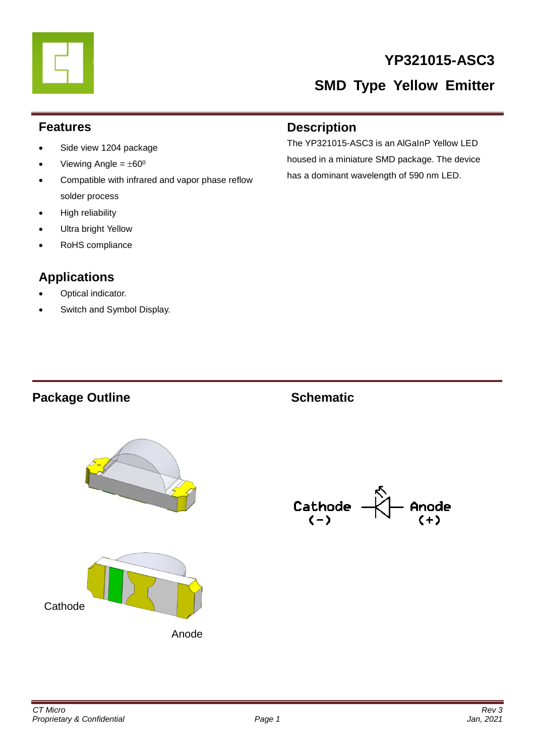# YP321015-ASC3

## SMD Type Yellow Emitter

## Features

- Side view 1204 package
- Viewing Angle = $\pm 60^0$
- Compatible with infrared and vapor phase reflow solder process
- High reliability
- Ultra bright Yellow
- RoHS compliance

## Description

The YP321015-ASC3 is an AlGaInP Yellow LED housed in a miniature SMD package. The device has a dominant wavelength of 590 nm LED.

## Applications

- Optical indicator.
- Switch and Symbol Display.

## Package Outline

Cathode

Anode

## Schematic

Cathode (-)    Anode (+)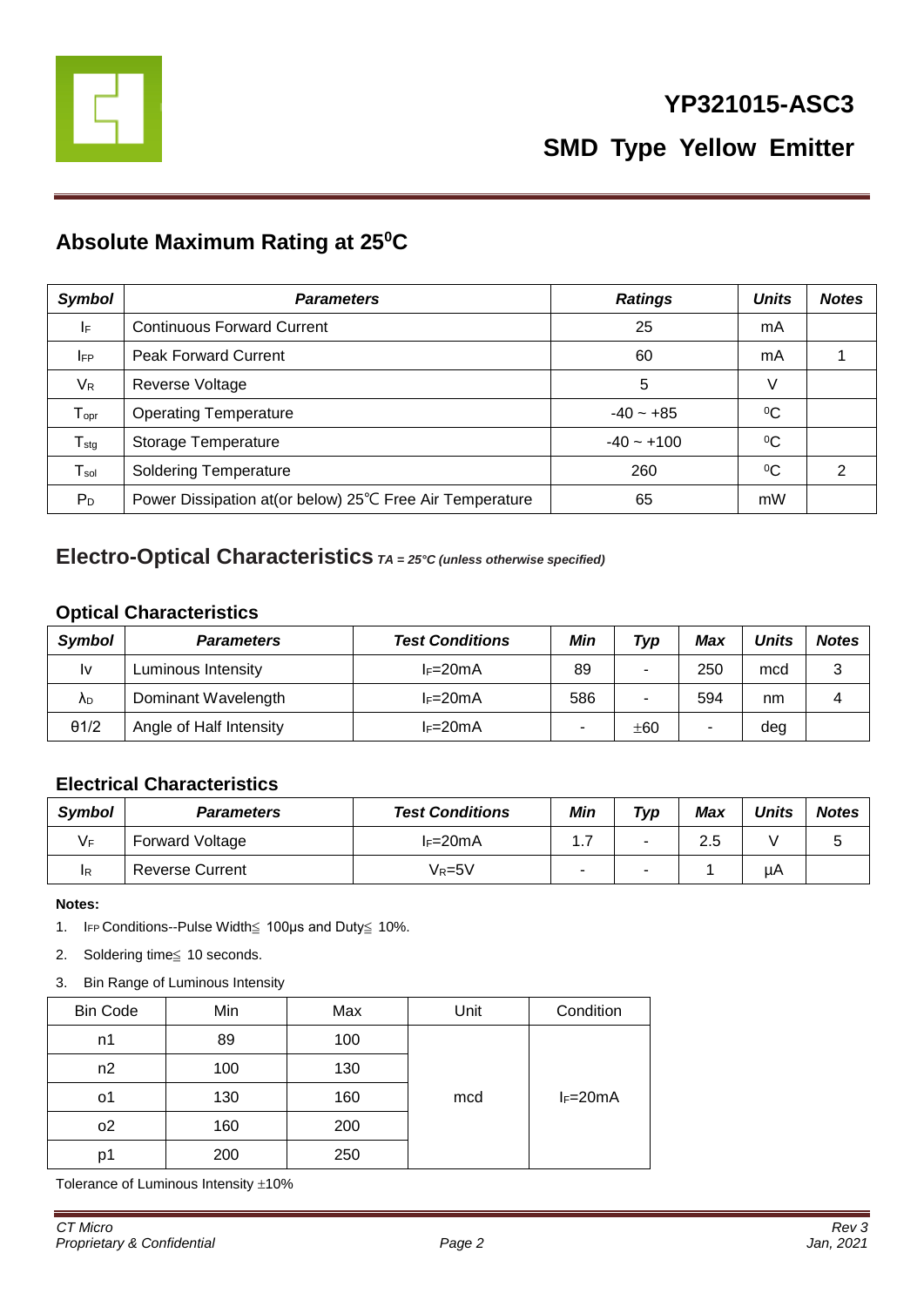# YP321015-ASC3

# SMD Type Yellow Emitter

## Absolute Maximum Rating at 25⁰C

| Symbol | Parameters | Ratings | Units | Notes |
|---|---|---|---|---|
| $I_F$ | Continuous Forward Current | 25 | mA | |
| $I_{FP}$ | Peak Forward Current | 60 | mA | 1 |
| $V_R$ | Reverse Voltage | 5 | V | |
| $T_{opr}$ | Operating Temperature | -40 ~ +85 | ⁰C | |
| $T_{stg}$ | Storage Temperature | -40 ~ +100 | ⁰C | |
| $T_{sol}$ | Soldering Temperature | 260 | ⁰C | 2 |
| $P_D$ | Power Dissipation at(or below) 25℃ Free Air Temperature | 65 | mW | |

## Electro-Optical Characteristics *TA = 25°C (unless otherwise specified)*

### Optical Characteristics

| Symbol | Parameters | Test Conditions | Min | Typ | Max | Units | Notes |
|---|---|---|---|---|---|---|---|
| Iv | Luminous Intensity | $I_F$=20mA | 89 | - | 250 | mcd | 3 |
| $\lambda_D$ | Dominant Wavelength | $I_F$=20mA | 586 | - | 594 | nm | 4 |
| θ1/2 | Angle of Half Intensity | $I_F$=20mA | - | ±60 | - | deg | |

### Electrical Characteristics

| Symbol | Parameters | Test Conditions | Min | Typ | Max | Units | Notes |
|---|---|---|---|---|---|---|---|
| $V_F$ | Forward Voltage | $I_F$=20mA | 1.7 | - | 2.5 | V | 5 |
| $I_R$ | Reverse Current | $V_R$=5V | - | - | 1 | μA | |

**Notes:**

1. $I_{FP}$ Conditions--Pulse Width≦ 100μs and Duty≦ 10%.
2. Soldering time≦ 10 seconds.
3. Bin Range of Luminous Intensity

| Bin Code | Min | Max | Unit | Condition |
|---|---|---|---|---|
| n1 | 89 | 100 | mcd | $I_F$=20mA |
| n2 | 100 | 130 | | |
| o1 | 130 | 160 | | |
| o2 | 160 | 200 | | |
| p1 | 200 | 250 | | |

Tolerance of Luminous Intensity ±10%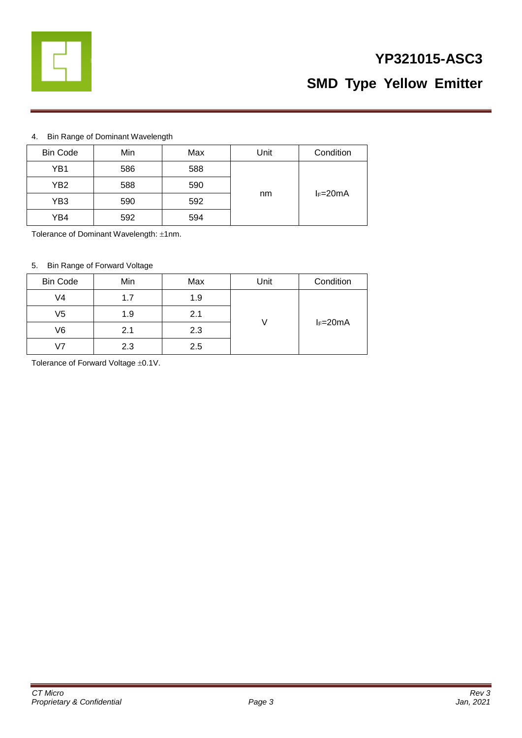4. Bin Range of Dominant Wavelength

| Bin Code | Min | Max | Unit | Condition |
|---|---|---|---|---|
| YB1 | 586 | 588 | nm | $I_F$=20mA |
| YB2 | 588 | 590 | | |
| YB3 | 590 | 592 | | |
| YB4 | 592 | 594 | | |

Tolerance of Dominant Wavelength: ±1nm.

5. Bin Range of Forward Voltage

| Bin Code | Min | Max | Unit | Condition |
|---|---|---|---|---|
| V4 | 1.7 | 1.9 | V | $I_F$=20mA |
| V5 | 1.9 | 2.1 | | |
| V6 | 2.1 | 2.3 | | |
| V7 | 2.3 | 2.5 | | |

Tolerance of Forward Voltage ±0.1V.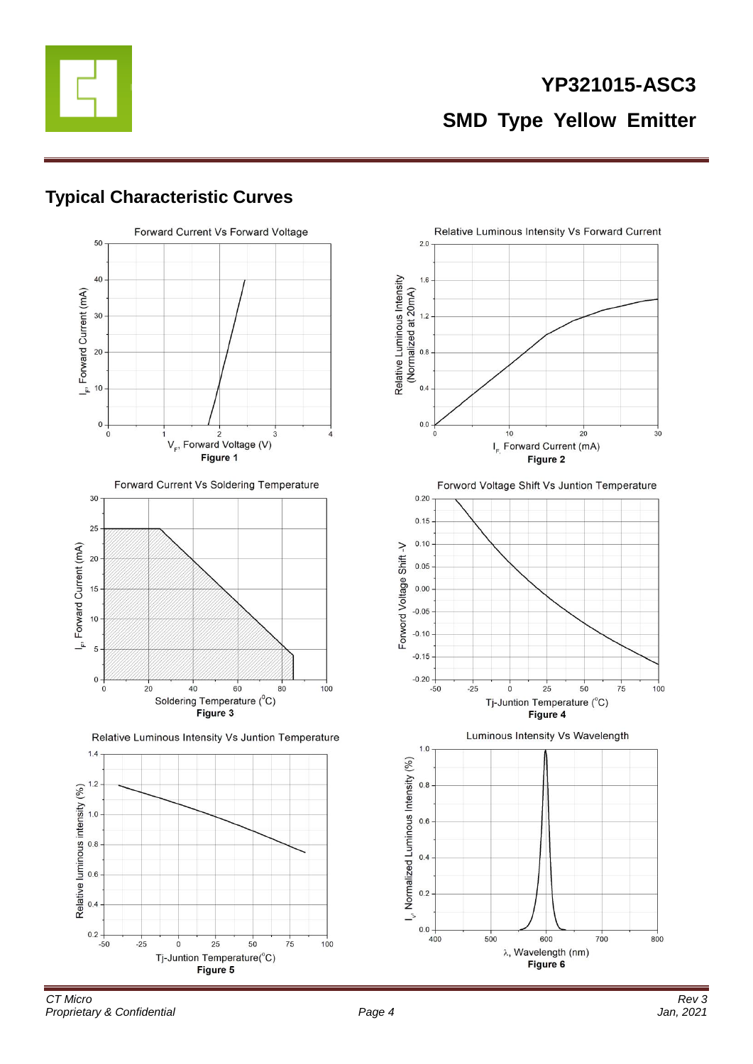## Typical Characteristic Curves

Forward Current Vs Forward Voltage

**Figure 1**

Relative Luminous Intensity Vs Forward Current

**Figure 2**

Forward Current Vs Soldering Temperature

**Figure 3**

Forword Voltage Shift Vs Juntion Temperature

**Figure 4**

Relative Luminous Intensity Vs Juntion Temperature

**Figure 5**

Luminous Intensity Vs Wavelength

**Figure 6**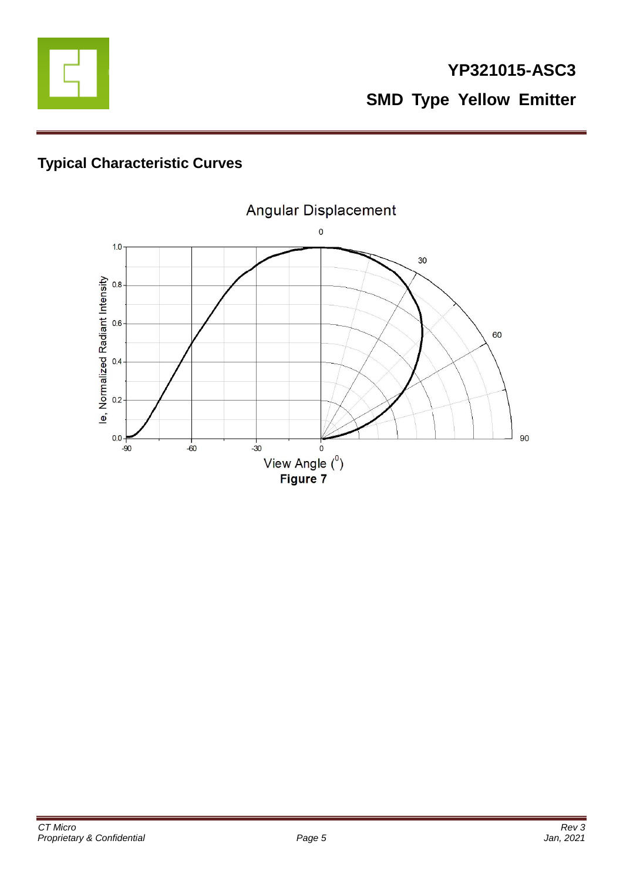## Typical Characteristic Curves

Angular Displacement

Figure 7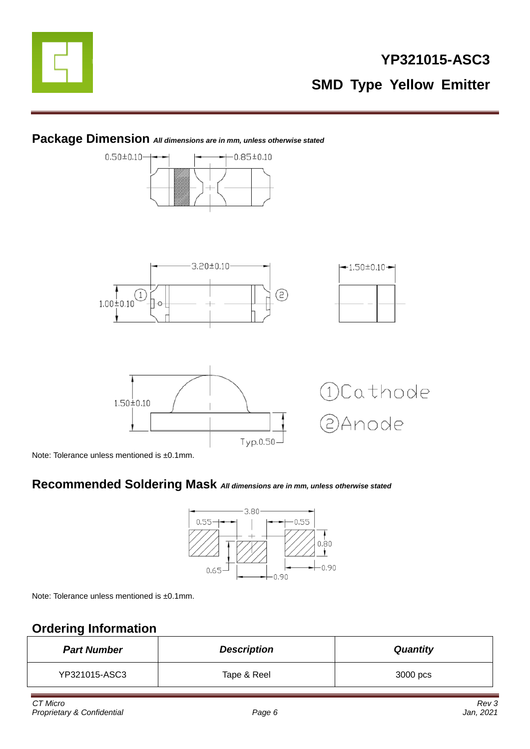## Package Dimension *All dimensions are in mm, unless otherwise stated*

0.50±0.10 0.85±0.10

3.20±0.10 1.50±0.10

1.00±0.10

1.50±0.10

Typ.0.50

① Cathode
② Anode

Note: Tolerance unless mentioned is ±0.1mm.

## Recommended Soldering Mask *All dimensions are in mm, unless otherwise stated*

3.80

0.55 0.55

0.80

0.65 0.90

0.90

Note: Tolerance unless mentioned is ±0.1mm.

## Ordering Information

| *Part Number* | *Description* | *Quantity* |
| --- | --- | --- |
| YP321015-ASC3 | Tape & Reel | 3000 pcs |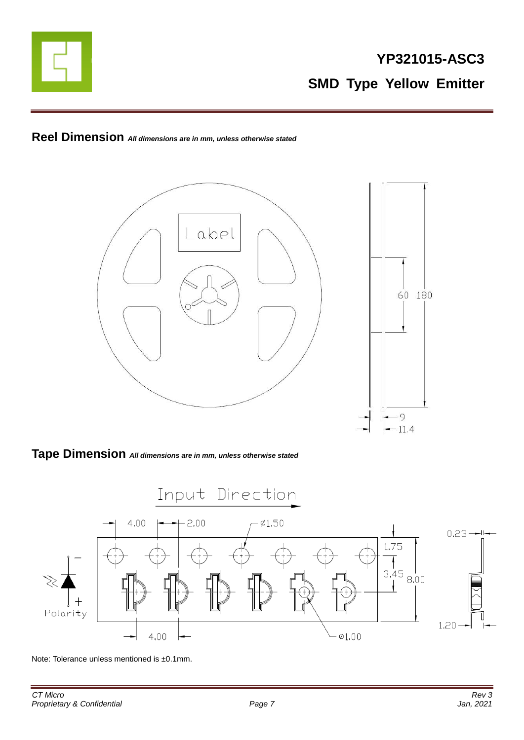## Reel Dimension *All dimensions are in mm, unless otherwise stated*

## Tape Dimension *All dimensions are in mm, unless otherwise stated*

Note: Tolerance unless mentioned is ±0.1mm.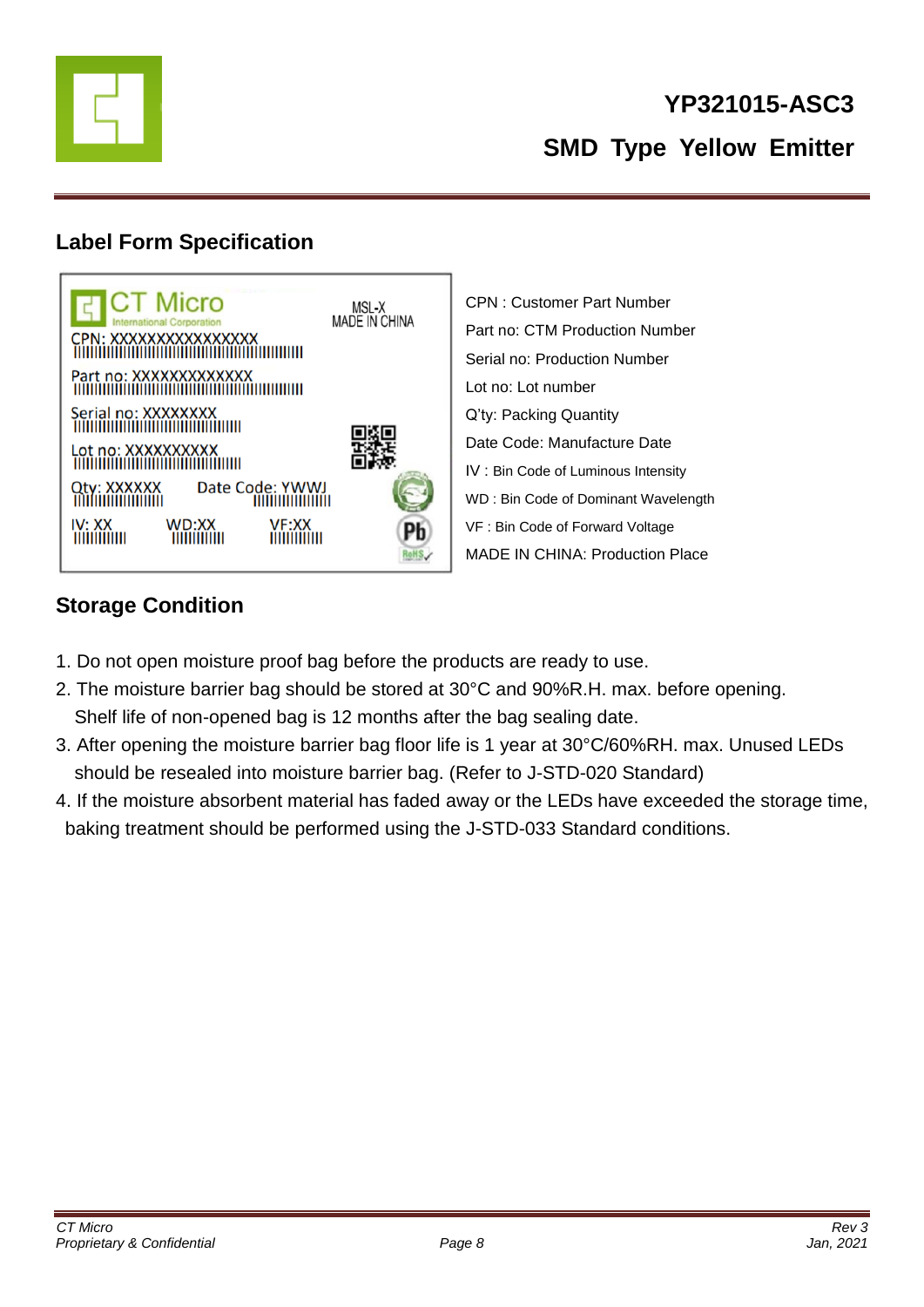# YP321015-ASC3

## SMD Type Yellow Emitter

### Label Form Specification

CPN : Customer Part Number
Part no: CTM Production Number
Serial no: Production Number
Lot no: Lot number
Q'ty: Packing Quantity
Date Code: Manufacture Date
IV : Bin Code of Luminous Intensity
WD : Bin Code of Dominant Wavelength
VF : Bin Code of Forward Voltage
MADE IN CHINA: Production Place

### Storage Condition

1. Do not open moisture proof bag before the products are ready to use.
2. The moisture barrier bag should be stored at 30°C and 90%R.H. max. before opening. Shelf life of non-opened bag is 12 months after the bag sealing date.
3. After opening the moisture barrier bag floor life is 1 year at 30°C/60%RH. max. Unused LEDs should be resealed into moisture barrier bag. (Refer to J-STD-020 Standard)
4. If the moisture absorbent material has faded away or the LEDs have exceeded the storage time, baking treatment should be performed using the J-STD-033 Standard conditions.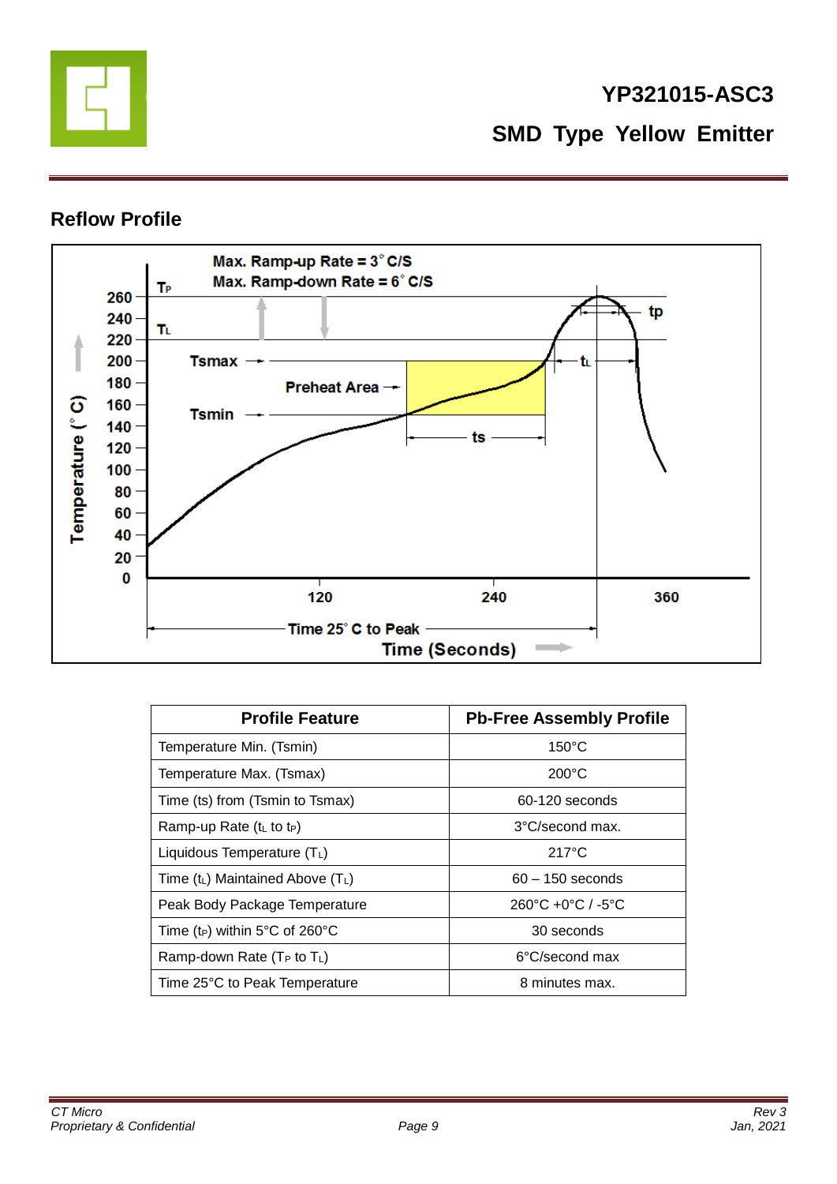## Reflow Profile

Max. Ramp-up Rate = 3° C/S
Max. Ramp-down Rate = 6° C/S

| Profile Feature | Pb-Free Assembly Profile |
|---|---|
| Temperature Min. (Tsmin) | 150°C |
| Temperature Max. (Tsmax) | 200°C |
| Time (ts) from (Tsmin to Tsmax) | 60-120 seconds |
| Ramp-up Rate ($t_L$ to $t_P$) | 3°C/second max. |
| Liquidous Temperature ($T_L$) | 217°C |
| Time ($t_L$) Maintained Above ($T_L$) | 60 – 150 seconds |
| Peak Body Package Temperature | 260°C +0°C / -5°C |
| Time ($t_P$) within 5°C of 260°C | 30 seconds |
| Ramp-down Rate ($T_P$ to $T_L$) | 6°C/second max |
| Time 25°C to Peak Temperature | 8 minutes max. |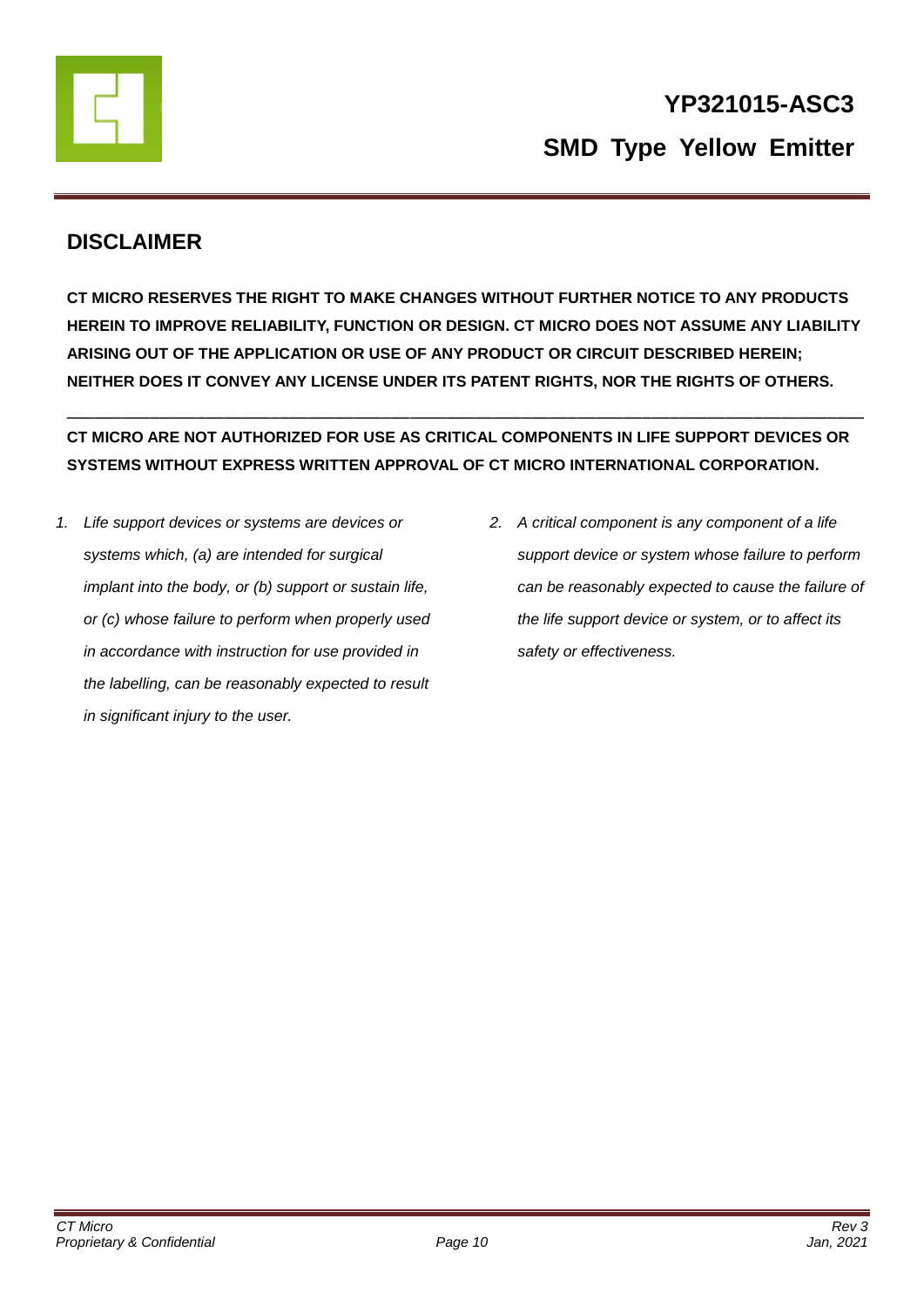## DISCLAIMER

**CT MICRO RESERVES THE RIGHT TO MAKE CHANGES WITHOUT FURTHER NOTICE TO ANY PRODUCTS HEREIN TO IMPROVE RELIABILITY, FUNCTION OR DESIGN. CT MICRO DOES NOT ASSUME ANY LIABILITY ARISING OUT OF THE APPLICATION OR USE OF ANY PRODUCT OR CIRCUIT DESCRIBED HEREIN; NEITHER DOES IT CONVEY ANY LICENSE UNDER ITS PATENT RIGHTS, NOR THE RIGHTS OF OTHERS.**

---

**CT MICRO ARE NOT AUTHORIZED FOR USE AS CRITICAL COMPONENTS IN LIFE SUPPORT DEVICES OR SYSTEMS WITHOUT EXPRESS WRITTEN APPROVAL OF CT MICRO INTERNATIONAL CORPORATION.**

1. *Life support devices or systems are devices or systems which, (a) are intended for surgical implant into the body, or (b) support or sustain life, or (c) whose failure to perform when properly used in accordance with instruction for use provided in the labelling, can be reasonably expected to result in significant injury to the user.*
2. *A critical component is any component of a life support device or system whose failure to perform can be reasonably expected to cause the failure of the life support device or system, or to affect its safety or effectiveness.*